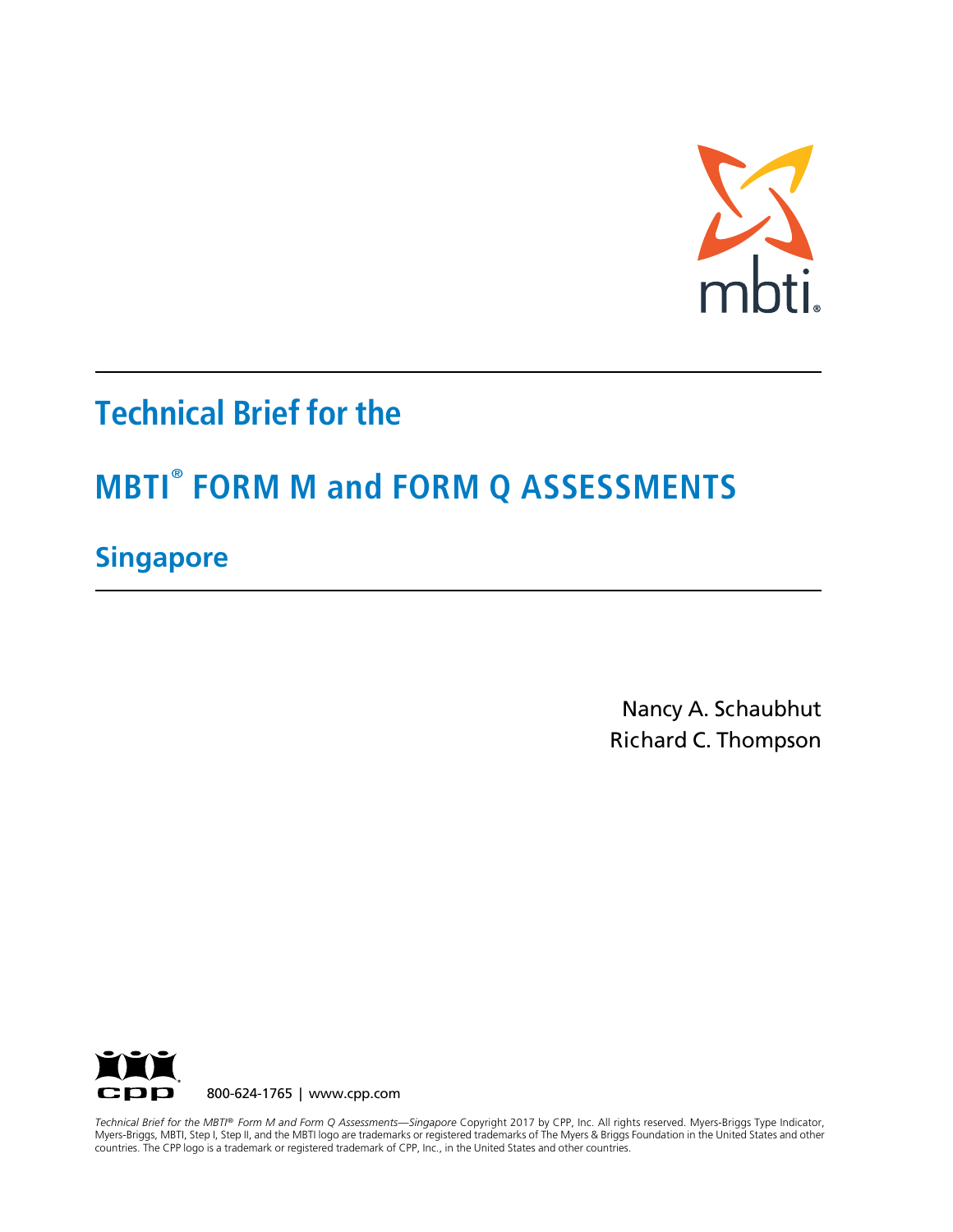mbti®

# Technical Brief for the

# MBTI® FORM M and FORM Q ASSESSMENTS

## Singapore

Nancy A. Schaubhut
Richard C. Thompson

cpp

800-624-1765 | www.cpp.com

*Technical Brief for the MBTI® Form M and Form Q Assessments—Singapore* Copyright 2017 by CPP, Inc. All rights reserved. Myers-Briggs Type Indicator, Myers-Briggs, MBTI, Step I, Step II, and the MBTI logo are trademarks or registered trademarks of The Myers & Briggs Foundation in the United States and other countries. The CPP logo is a trademark or registered trademark of CPP, Inc., in the United States and other countries.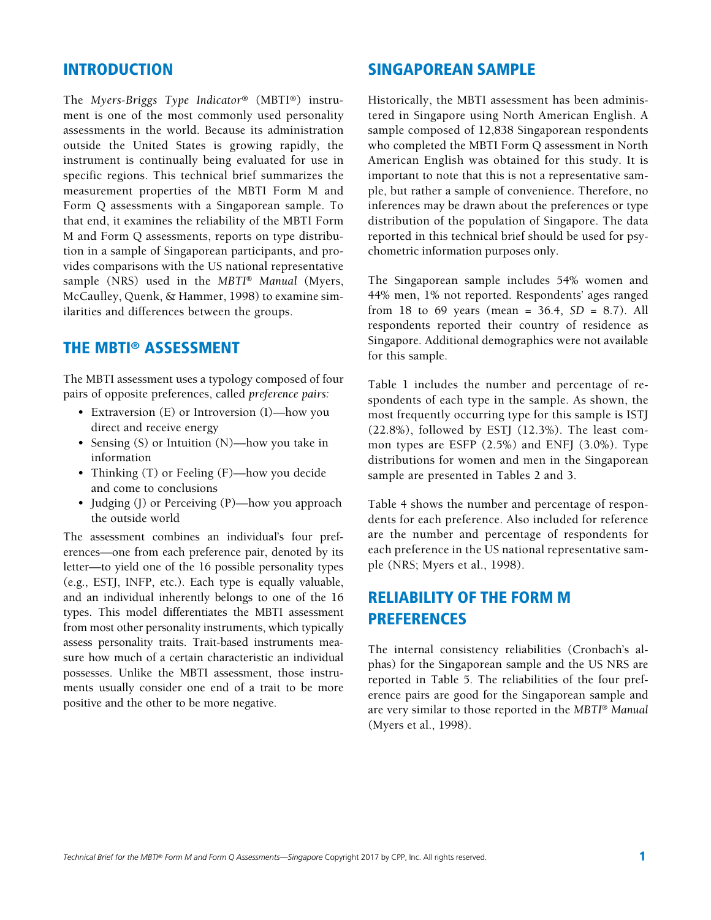## INTRODUCTION

The *Myers-Briggs Type Indicator*® (MBTI®) instrument is one of the most commonly used personality assessments in the world. Because its administration outside the United States is growing rapidly, the instrument is continually being evaluated for use in specific regions. This technical brief summarizes the measurement properties of the MBTI Form M and Form Q assessments with a Singaporean sample. To that end, it examines the reliability of the MBTI Form M and Form Q assessments, reports on type distribution in a sample of Singaporean participants, and provides comparisons with the US national representative sample (NRS) used in the *MBTI® Manual* (Myers, McCaulley, Quenk, & Hammer, 1998) to examine similarities and differences between the groups.

## THE MBTI® ASSESSMENT

The MBTI assessment uses a typology composed of four pairs of opposite preferences, called *preference pairs:*

- Extraversion (E) or Introversion (I)—how you direct and receive energy
- Sensing (S) or Intuition (N)—how you take in information
- Thinking (T) or Feeling (F)—how you decide and come to conclusions
- Judging (J) or Perceiving (P)—how you approach the outside world

The assessment combines an individual's four preferences—one from each preference pair, denoted by its letter—to yield one of the 16 possible personality types (e.g., ESTJ, INFP, etc.). Each type is equally valuable, and an individual inherently belongs to one of the 16 types. This model differentiates the MBTI assessment from most other personality instruments, which typically assess personality traits. Trait-based instruments measure how much of a certain characteristic an individual possesses. Unlike the MBTI assessment, those instruments usually consider one end of a trait to be more positive and the other to be more negative.

## SINGAPOREAN SAMPLE

Historically, the MBTI assessment has been administered in Singapore using North American English. A sample composed of 12,838 Singaporean respondents who completed the MBTI Form Q assessment in North American English was obtained for this study. It is important to note that this is not a representative sample, but rather a sample of convenience. Therefore, no inferences may be drawn about the preferences or type distribution of the population of Singapore. The data reported in this technical brief should be used for psychometric information purposes only.

The Singaporean sample includes 54% women and 44% men, 1% not reported. Respondents' ages ranged from 18 to 69 years (mean = 36.4, *SD* = 8.7). All respondents reported their country of residence as Singapore. Additional demographics were not available for this sample.

Table 1 includes the number and percentage of respondents of each type in the sample. As shown, the most frequently occurring type for this sample is ISTJ (22.8%), followed by ESTJ (12.3%). The least common types are ESFP (2.5%) and ENFJ (3.0%). Type distributions for women and men in the Singaporean sample are presented in Tables 2 and 3.

Table 4 shows the number and percentage of respondents for each preference. Also included for reference are the number and percentage of respondents for each preference in the US national representative sample (NRS; Myers et al., 1998).

## RELIABILITY OF THE FORM M PREFERENCES

The internal consistency reliabilities (Cronbach's alphas) for the Singaporean sample and the US NRS are reported in Table 5. The reliabilities of the four preference pairs are good for the Singaporean sample and are very similar to those reported in the *MBTI® Manual* (Myers et al., 1998).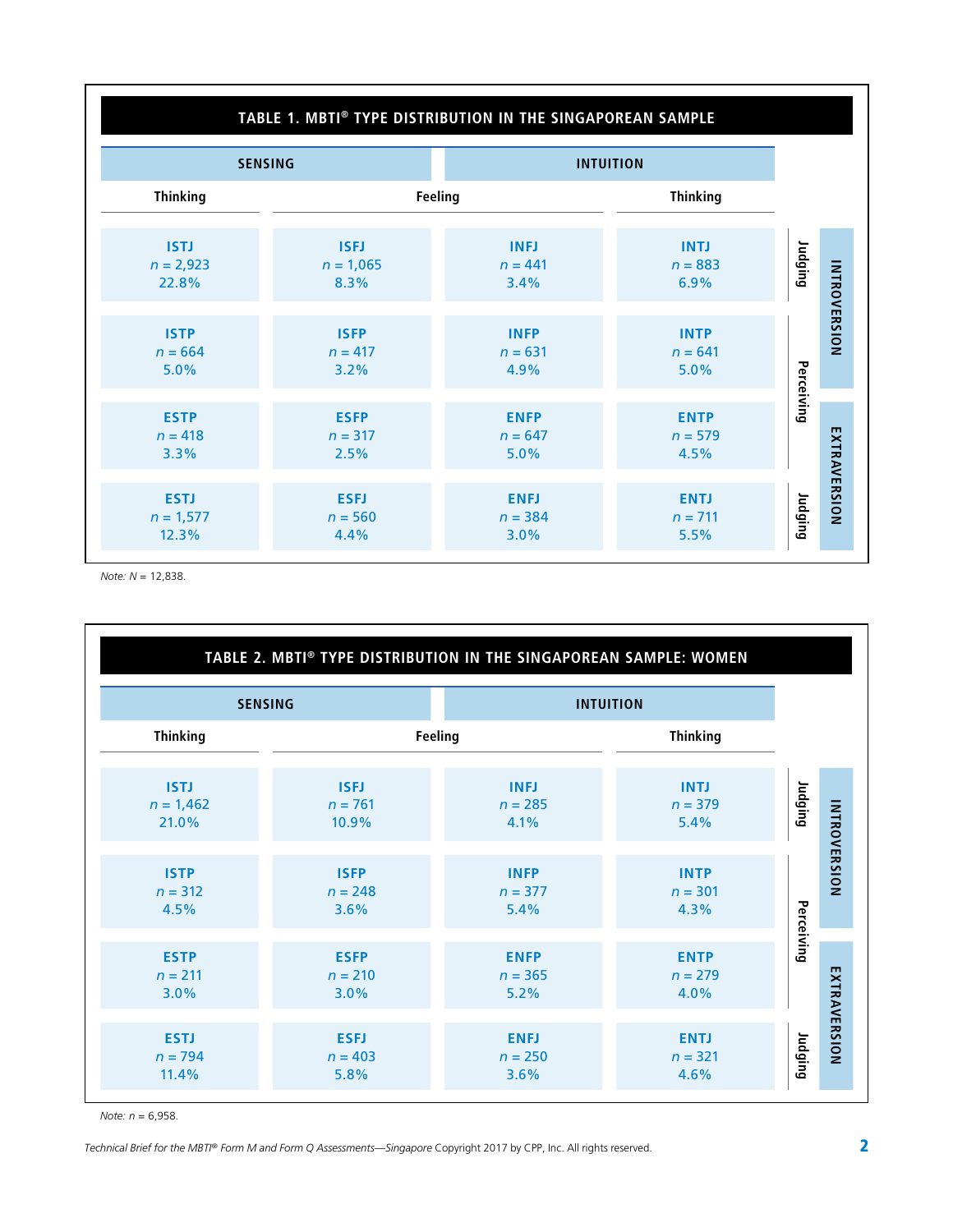**TABLE 1. MBTI® TYPE DISTRIBUTION IN THE SINGAPOREAN SAMPLE**

| SENSING | | INTUITION | | | |
|---|---|---|---|---|---|
| Thinking | Feeling | Feeling | Thinking | | |
| ISTJ<br>*n* = 2,923<br>22.8% | ISFJ<br>*n* = 1,065<br>8.3% | INFJ<br>*n* = 441<br>3.4% | INTJ<br>*n* = 883<br>6.9% | Judging | INTROVERSION |
| ISTP<br>*n* = 664<br>5.0% | ISFP<br>*n* = 417<br>3.2% | INFP<br>*n* = 631<br>4.9% | INTP<br>*n* = 641<br>5.0% | Perceiving | INTROVERSION |
| ESTP<br>*n* = 418<br>3.3% | ESFP<br>*n* = 317<br>2.5% | ENFP<br>*n* = 647<br>5.0% | ENTP<br>*n* = 579<br>4.5% | Perceiving | EXTRAVERSION |
| ESTJ<br>*n* = 1,577<br>12.3% | ESFJ<br>*n* = 560<br>4.4% | ENFJ<br>*n* = 384<br>3.0% | ENTJ<br>*n* = 711<br>5.5% | Judging | EXTRAVERSION |

*Note: N* = 12,838.

**TABLE 2. MBTI® TYPE DISTRIBUTION IN THE SINGAPOREAN SAMPLE: WOMEN**

| SENSING | | INTUITION | | | |
|---|---|---|---|---|---|
| Thinking | Feeling | Feeling | Thinking | | |
| ISTJ<br>*n* = 1,462<br>21.0% | ISFJ<br>*n* = 761<br>10.9% | INFJ<br>*n* = 285<br>4.1% | INTJ<br>*n* = 379<br>5.4% | Judging | INTROVERSION |
| ISTP<br>*n* = 312<br>4.5% | ISFP<br>*n* = 248<br>3.6% | INFP<br>*n* = 377<br>5.4% | INTP<br>*n* = 301<br>4.3% | Perceiving | INTROVERSION |
| ESTP<br>*n* = 211<br>3.0% | ESFP<br>*n* = 210<br>3.0% | ENFP<br>*n* = 365<br>5.2% | ENTP<br>*n* = 279<br>4.0% | Perceiving | EXTRAVERSION |
| ESTJ<br>*n* = 794<br>11.4% | ESFJ<br>*n* = 403<br>5.8% | ENFJ<br>*n* = 250<br>3.6% | ENTJ<br>*n* = 321<br>4.6% | Judging | EXTRAVERSION |

*Note: n* = 6,958.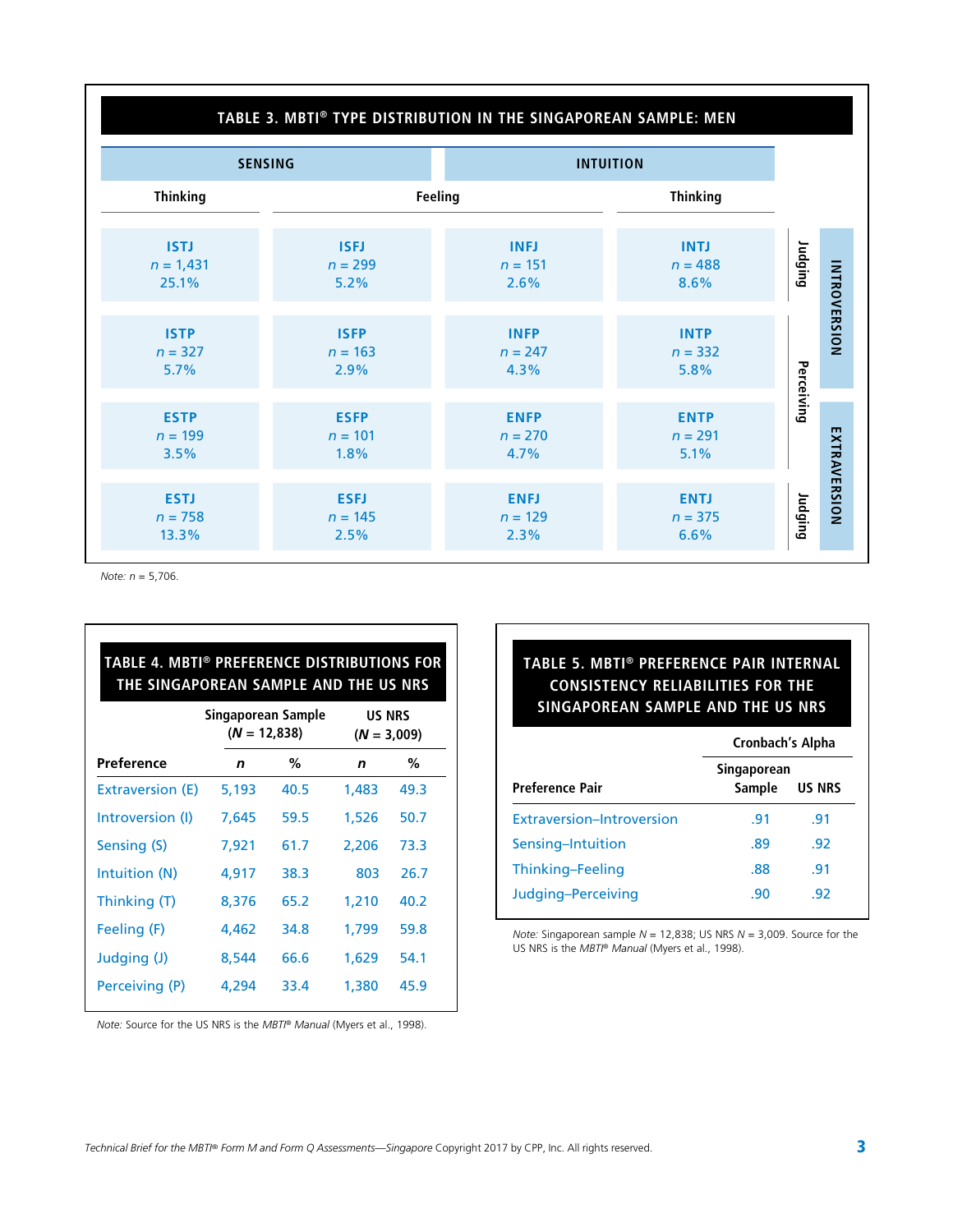## TABLE 3. MBTI® TYPE DISTRIBUTION IN THE SINGAPOREAN SAMPLE: MEN

| | SENSING | | INTUITION | | |
|---|---|---|---|---|---|
| | Thinking | Feeling | Feeling | Thinking | |
| INTROVERSION | ISTJ *n* = 1,431 25.1% | ISFJ *n* = 299 5.2% | INFJ *n* = 151 2.6% | INTJ *n* = 488 8.6% | Judging |
| INTROVERSION | ISTP *n* = 327 5.7% | ISFP *n* = 163 2.9% | INFP *n* = 247 4.3% | INTP *n* = 332 5.8% | Perceiving |
| EXTRAVERSION | ESTP *n* = 199 3.5% | ESFP *n* = 101 1.8% | ENFP *n* = 270 4.7% | ENTP *n* = 291 5.1% | Perceiving |
| EXTRAVERSION | ESTJ *n* = 758 13.3% | ESFJ *n* = 145 2.5% | ENFJ *n* = 129 2.3% | ENTJ *n* = 375 6.6% | Judging |

*Note: n* = 5,706.

## TABLE 4. MBTI® PREFERENCE DISTRIBUTIONS FOR THE SINGAPOREAN SAMPLE AND THE US NRS

| | Singaporean Sample (*N* = 12,838) | | US NRS (*N* = 3,009) | |
|---|---|---|---|---|
| **Preference** | ***n*** | **%** | ***n*** | **%** |
| Extraversion (E) | 5,193 | 40.5 | 1,483 | 49.3 |
| Introversion (I) | 7,645 | 59.5 | 1,526 | 50.7 |
| Sensing (S) | 7,921 | 61.7 | 2,206 | 73.3 |
| Intuition (N) | 4,917 | 38.3 | 803 | 26.7 |
| Thinking (T) | 8,376 | 65.2 | 1,210 | 40.2 |
| Feeling (F) | 4,462 | 34.8 | 1,799 | 59.8 |
| Judging (J) | 8,544 | 66.6 | 1,629 | 54.1 |
| Perceiving (P) | 4,294 | 33.4 | 1,380 | 45.9 |

*Note:* Source for the US NRS is the *MBTI® Manual* (Myers et al., 1998).

## TABLE 5. MBTI® PREFERENCE PAIR INTERNAL CONSISTENCY RELIABILITIES FOR THE SINGAPOREAN SAMPLE AND THE US NRS

| | Cronbach's Alpha | |
|---|---|---|
| **Preference Pair** | **Singaporean Sample** | **US NRS** |
| Extraversion–Introversion | .91 | .91 |
| Sensing–Intuition | .89 | .92 |
| Thinking–Feeling | .88 | .91 |
| Judging–Perceiving | .90 | .92 |

*Note:* Singaporean sample *N* = 12,838; US NRS *N* = 3,009. Source for the US NRS is the *MBTI® Manual* (Myers et al., 1998).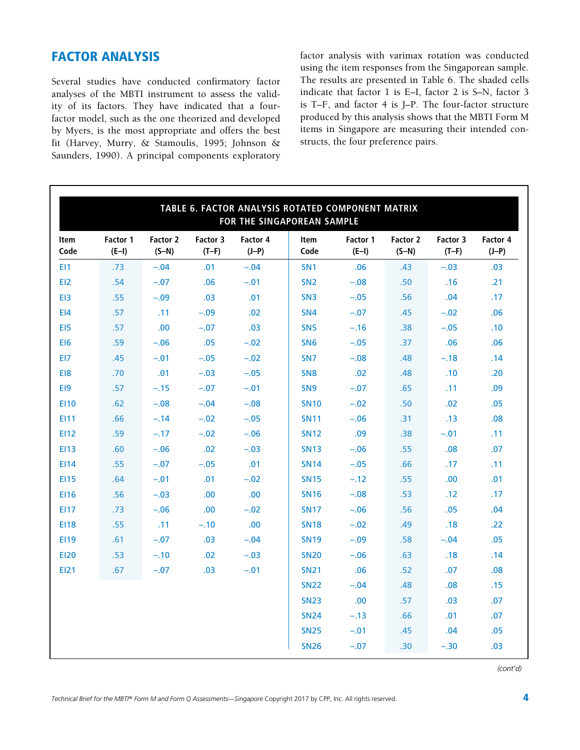## FACTOR ANALYSIS

Several studies have conducted confirmatory factor analyses of the MBTI instrument to assess the validity of its factors. They have indicated that a four-factor model, such as the one theorized and developed by Myers, is the most appropriate and offers the best fit (Harvey, Murry, & Stamoulis, 1995; Johnson & Saunders, 1990). A principal components exploratory factor analysis with varimax rotation was conducted using the item responses from the Singaporean sample. The results are presented in Table 6. The shaded cells indicate that factor 1 is E–I, factor 2 is S–N, factor 3 is T–F, and factor 4 is J–P. The four-factor structure produced by this analysis shows that the MBTI Form M items in Singapore are measuring their intended constructs, the four preference pairs.

**TABLE 6. FACTOR ANALYSIS ROTATED COMPONENT MATRIX FOR THE SINGAPOREAN SAMPLE**

| Item Code | Factor 1 (E–I) | Factor 2 (S–N) | Factor 3 (T–F) | Factor 4 (J–P) | Item Code | Factor 1 (E–I) | Factor 2 (S–N) | Factor 3 (T–F) | Factor 4 (J–P) |
|---|---|---|---|---|---|---|---|---|---|
| EI1 | .73 | –.04 | .01 | –.04 | SN1 | .06 | .43 | –.03 | .03 |
| EI2 | .54 | –.07 | .06 | –.01 | SN2 | –.08 | .50 | .16 | .21 |
| EI3 | .55 | –.09 | .03 | .01 | SN3 | –.05 | .56 | .04 | .17 |
| EI4 | .57 | .11 | –.09 | .02 | SN4 | –.07 | .45 | –.02 | .06 |
| EI5 | .57 | .00 | –.07 | .03 | SN5 | –.16 | .38 | –.05 | .10 |
| EI6 | .59 | –.06 | .05 | –.02 | SN6 | –.05 | .37 | .06 | .06 |
| EI7 | .45 | –.01 | –.05 | –.02 | SN7 | –.08 | .48 | –.18 | .14 |
| EI8 | .70 | .01 | –.03 | –.05 | SN8 | .02 | .48 | .10 | .20 |
| EI9 | .57 | –.15 | –.07 | –.01 | SN9 | –.07 | .65 | .11 | .09 |
| EI10 | .62 | –.08 | –.04 | –.08 | SN10 | –.02 | .50 | .02 | .05 |
| EI11 | .66 | –.14 | –.02 | –.05 | SN11 | –.06 | .31 | .13 | .08 |
| EI12 | .59 | –.17 | –.02 | –.06 | SN12 | .09 | .38 | –.01 | .11 |
| EI13 | .60 | –.06 | .02 | –.03 | SN13 | –.06 | .55 | .08 | .07 |
| EI14 | .55 | –.07 | –.05 | .01 | SN14 | –.05 | .66 | .17 | .11 |
| EI15 | .64 | –.01 | .01 | –.02 | SN15 | –.12 | .55 | .00 | .01 |
| EI16 | .56 | –.03 | .00 | .00 | SN16 | –.08 | .53 | .12 | .17 |
| EI17 | .73 | –.06 | .00 | –.02 | SN17 | –.06 | .56 | .05 | .04 |
| EI18 | .55 | .11 | –.10 | .00 | SN18 | –.02 | .49 | .18 | .22 |
| EI19 | .61 | –.07 | .03 | –.04 | SN19 | –.09 | .58 | –.04 | .05 |
| EI20 | .53 | –.10 | .02 | –.03 | SN20 | –.06 | .63 | .18 | .14 |
| EI21 | .67 | –.07 | .03 | –.01 | SN21 | .06 | .52 | .07 | .08 |
| | | | | | SN22 | –.04 | .48 | .08 | .15 |
| | | | | | SN23 | .00 | .57 | .03 | .07 |
| | | | | | SN24 | –.13 | .66 | .01 | .07 |
| | | | | | SN25 | –.01 | .45 | .04 | .05 |
| | | | | | SN26 | –.07 | .30 | –.30 | .03 |

*(cont'd)*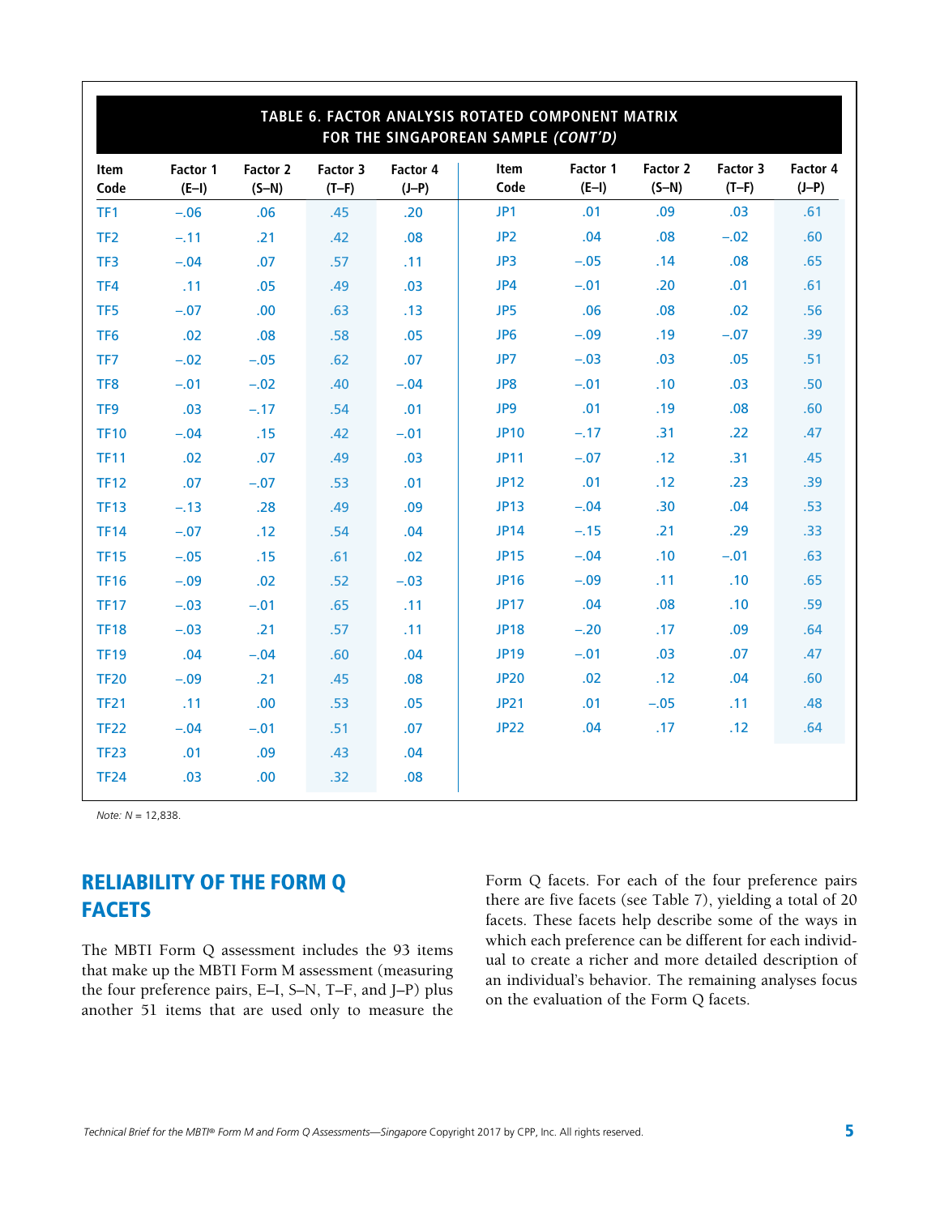**TABLE 6. FACTOR ANALYSIS ROTATED COMPONENT MATRIX FOR THE SINGAPOREAN SAMPLE *(CONT'D)***

| Item Code | Factor 1 (E–I) | Factor 2 (S–N) | Factor 3 (T–F) | Factor 4 (J–P) | Item Code | Factor 1 (E–I) | Factor 2 (S–N) | Factor 3 (T–F) | Factor 4 (J–P) |
|---|---|---|---|---|---|---|---|---|---|
| TF1 | –.06 | .06 | .45 | .20 | JP1 | .01 | .09 | .03 | .61 |
| TF2 | –.11 | .21 | .42 | .08 | JP2 | .04 | .08 | –.02 | .60 |
| TF3 | –.04 | .07 | .57 | .11 | JP3 | –.05 | .14 | .08 | .65 |
| TF4 | .11 | .05 | .49 | .03 | JP4 | –.01 | .20 | .01 | .61 |
| TF5 | –.07 | .00 | .63 | .13 | JP5 | .06 | .08 | .02 | .56 |
| TF6 | .02 | .08 | .58 | .05 | JP6 | –.09 | .19 | –.07 | .39 |
| TF7 | –.02 | –.05 | .62 | .07 | JP7 | –.03 | .03 | .05 | .51 |
| TF8 | –.01 | –.02 | .40 | –.04 | JP8 | –.01 | .10 | .03 | .50 |
| TF9 | .03 | –.17 | .54 | .01 | JP9 | .01 | .19 | .08 | .60 |
| TF10 | –.04 | .15 | .42 | –.01 | JP10 | –.17 | .31 | .22 | .47 |
| TF11 | .02 | .07 | .49 | .03 | JP11 | –.07 | .12 | .31 | .45 |
| TF12 | .07 | –.07 | .53 | .01 | JP12 | .01 | .12 | .23 | .39 |
| TF13 | –.13 | .28 | .49 | .09 | JP13 | –.04 | .30 | .04 | .53 |
| TF14 | –.07 | .12 | .54 | .04 | JP14 | –.15 | .21 | .29 | .33 |
| TF15 | –.05 | .15 | .61 | .02 | JP15 | –.04 | .10 | –.01 | .63 |
| TF16 | –.09 | .02 | .52 | –.03 | JP16 | –.09 | .11 | .10 | .65 |
| TF17 | –.03 | –.01 | .65 | .11 | JP17 | .04 | .08 | .10 | .59 |
| TF18 | –.03 | .21 | .57 | .11 | JP18 | –.20 | .17 | .09 | .64 |
| TF19 | .04 | –.04 | .60 | .04 | JP19 | –.01 | .03 | .07 | .47 |
| TF20 | –.09 | .21 | .45 | .08 | JP20 | .02 | .12 | .04 | .60 |
| TF21 | .11 | .00 | .53 | .05 | JP21 | .01 | –.05 | .11 | .48 |
| TF22 | –.04 | –.01 | .51 | .07 | JP22 | .04 | .17 | .12 | .64 |
| TF23 | .01 | .09 | .43 | .04 | | | | | |
| TF24 | .03 | .00 | .32 | .08 | | | | | |

*Note: N* = 12,838.

## RELIABILITY OF THE FORM Q FACETS

The MBTI Form Q assessment includes the 93 items that make up the MBTI Form M assessment (measuring the four preference pairs, E–I, S–N, T–F, and J–P) plus another 51 items that are used only to measure the Form Q facets. For each of the four preference pairs there are five facets (see Table 7), yielding a total of 20 facets. These facets help describe some of the ways in which each preference can be different for each individual to create a richer and more detailed description of an individual's behavior. The remaining analyses focus on the evaluation of the Form Q facets.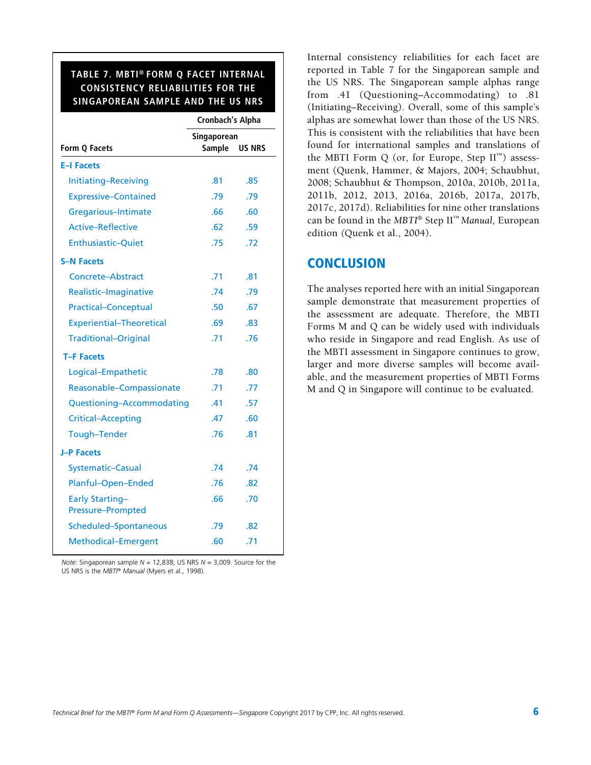**TABLE 7. MBTI® FORM Q FACET INTERNAL CONSISTENCY RELIABILITIES FOR THE SINGAPOREAN SAMPLE AND THE US NRS**

| | Cronbach's Alpha | |
|---|---|---|
| Form Q Facets | Singaporean Sample | US NRS |
| **E–I Facets** | | |
| Initiating–Receiving | .81 | .85 |
| Expressive–Contained | .79 | .79 |
| Gregarious–Intimate | .66 | .60 |
| Active–Reflective | .62 | .59 |
| Enthusiastic–Quiet | .75 | .72 |
| **S–N Facets** | | |
| Concrete–Abstract | .71 | .81 |
| Realistic–Imaginative | .74 | .79 |
| Practical–Conceptual | .50 | .67 |
| Experiential–Theoretical | .69 | .83 |
| Traditional–Original | .71 | .76 |
| **T–F Facets** | | |
| Logical–Empathetic | .78 | .80 |
| Reasonable–Compassionate | .71 | .77 |
| Questioning–Accommodating | .41 | .57 |
| Critical–Accepting | .47 | .60 |
| Tough–Tender | .76 | .81 |
| **J–P Facets** | | |
| Systematic–Casual | .74 | .74 |
| Planful–Open-Ended | .76 | .82 |
| Early Starting–Pressure-Prompted | .66 | .70 |
| Scheduled–Spontaneous | .79 | .82 |
| Methodical–Emergent | .60 | .71 |

*Note:* Singaporean sample *N* = 12,838; US NRS *N* = 3,009. Source for the US NRS is the *MBTI® Manual* (Myers et al., 1998).

Internal consistency reliabilities for each facet are reported in Table 7 for the Singaporean sample and the US NRS. The Singaporean sample alphas range from .41 (Questioning–Accommodating) to .81 (Initiating–Receiving). Overall, some of this sample's alphas are somewhat lower than those of the US NRS. This is consistent with the reliabilities that have been found for international samples and translations of the MBTI Form Q (or, for Europe, Step II™) assessment (Quenk, Hammer, & Majors, 2004; Schaubhut, 2008; Schaubhut & Thompson, 2010a, 2010b, 2011a, 2011b, 2012, 2013, 2016a, 2016b, 2017a, 2017b, 2017c, 2017d). Reliabilities for nine other translations can be found in the *MBTI® Step II™ Manual,* European edition (Quenk et al., 2004).

## CONCLUSION

The analyses reported here with an initial Singaporean sample demonstrate that measurement properties of the assessment are adequate. Therefore, the MBTI Forms M and Q can be widely used with individuals who reside in Singapore and read English. As use of the MBTI assessment in Singapore continues to grow, larger and more diverse samples will become available, and the measurement properties of MBTI Forms M and Q in Singapore will continue to be evaluated.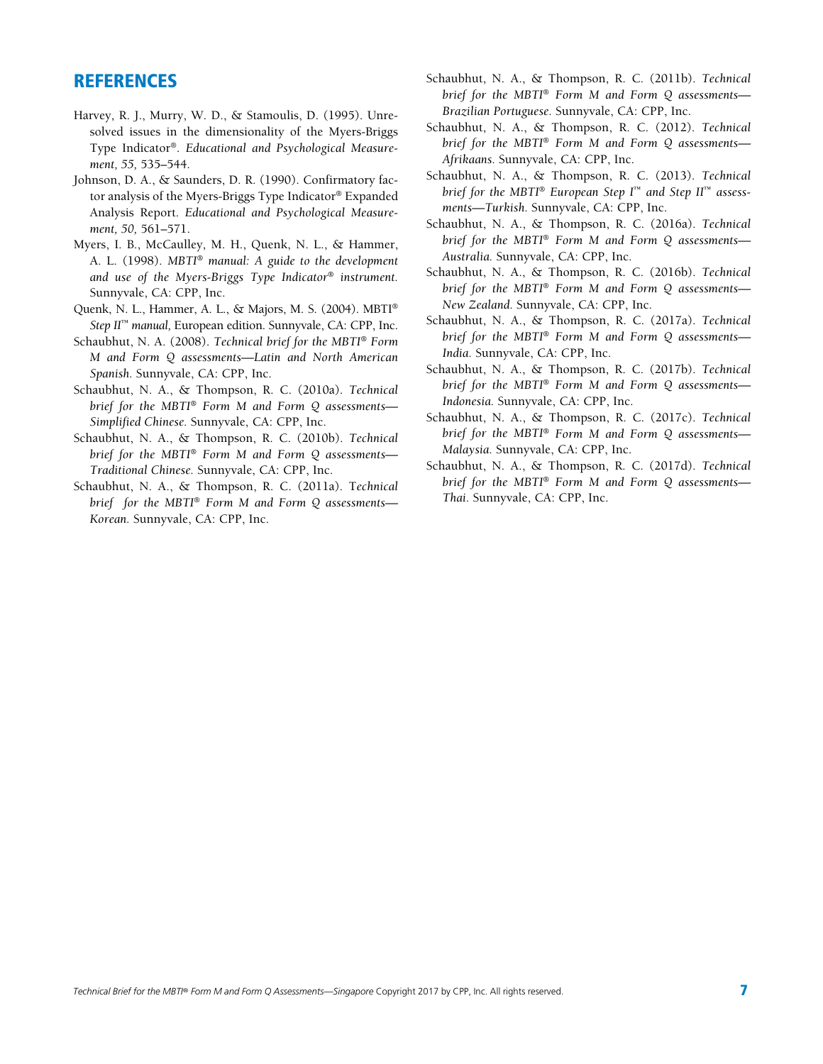## REFERENCES

Harvey, R. J., Murry, W. D., & Stamoulis, D. (1995). Unresolved issues in the dimensionality of the Myers-Briggs Type Indicator®. *Educational and Psychological Measurement, 55,* 535–544.

Johnson, D. A., & Saunders, D. R. (1990). Confirmatory factor analysis of the Myers-Briggs Type Indicator® Expanded Analysis Report. *Educational and Psychological Measurement, 50,* 561–571.

Myers, I. B., McCaulley, M. H., Quenk, N. L., & Hammer, A. L. (1998). *MBTI® manual: A guide to the development and use of the Myers-Briggs Type Indicator® instrument.* Sunnyvale, CA: CPP, Inc.

Quenk, N. L., Hammer, A. L., & Majors, M. S. (2004). MBTI® *Step II™ manual,* European edition. Sunnyvale, CA: CPP, Inc.

Schaubhut, N. A. (2008). *Technical brief for the MBTI® Form M and Form Q assessments—Latin and North American Spanish.* Sunnyvale, CA: CPP, Inc.

Schaubhut, N. A., & Thompson, R. C. (2010a). *Technical brief for the MBTI® Form M and Form Q assessments—Simplified Chinese.* Sunnyvale, CA: CPP, Inc.

Schaubhut, N. A., & Thompson, R. C. (2010b). *Technical brief for the MBTI® Form M and Form Q assessments—Traditional Chinese.* Sunnyvale, CA: CPP, Inc.

Schaubhut, N. A., & Thompson, R. C. (2011a). *Technical brief for the MBTI® Form M and Form Q assessments—Korean.* Sunnyvale, CA: CPP, Inc.

Schaubhut, N. A., & Thompson, R. C. (2011b). *Technical brief for the MBTI® Form M and Form Q assessments—Brazilian Portuguese.* Sunnyvale, CA: CPP, Inc.

Schaubhut, N. A., & Thompson, R. C. (2012). *Technical brief for the MBTI® Form M and Form Q assessments—Afrikaans.* Sunnyvale, CA: CPP, Inc.

Schaubhut, N. A., & Thompson, R. C. (2013). *Technical brief for the MBTI® European Step I™ and Step II™ assessments—Turkish.* Sunnyvale, CA: CPP, Inc.

Schaubhut, N. A., & Thompson, R. C. (2016a). *Technical brief for the MBTI® Form M and Form Q assessments—Australia.* Sunnyvale, CA: CPP, Inc.

Schaubhut, N. A., & Thompson, R. C. (2016b). *Technical brief for the MBTI® Form M and Form Q assessments—New Zealand.* Sunnyvale, CA: CPP, Inc.

Schaubhut, N. A., & Thompson, R. C. (2017a). *Technical brief for the MBTI® Form M and Form Q assessments—India.* Sunnyvale, CA: CPP, Inc.

Schaubhut, N. A., & Thompson, R. C. (2017b). *Technical brief for the MBTI® Form M and Form Q assessments—Indonesia.* Sunnyvale, CA: CPP, Inc.

Schaubhut, N. A., & Thompson, R. C. (2017c). *Technical brief for the MBTI® Form M and Form Q assessments—Malaysia.* Sunnyvale, CA: CPP, Inc.

Schaubhut, N. A., & Thompson, R. C. (2017d). *Technical brief for the MBTI® Form M and Form Q assessments—Thai.* Sunnyvale, CA: CPP, Inc.